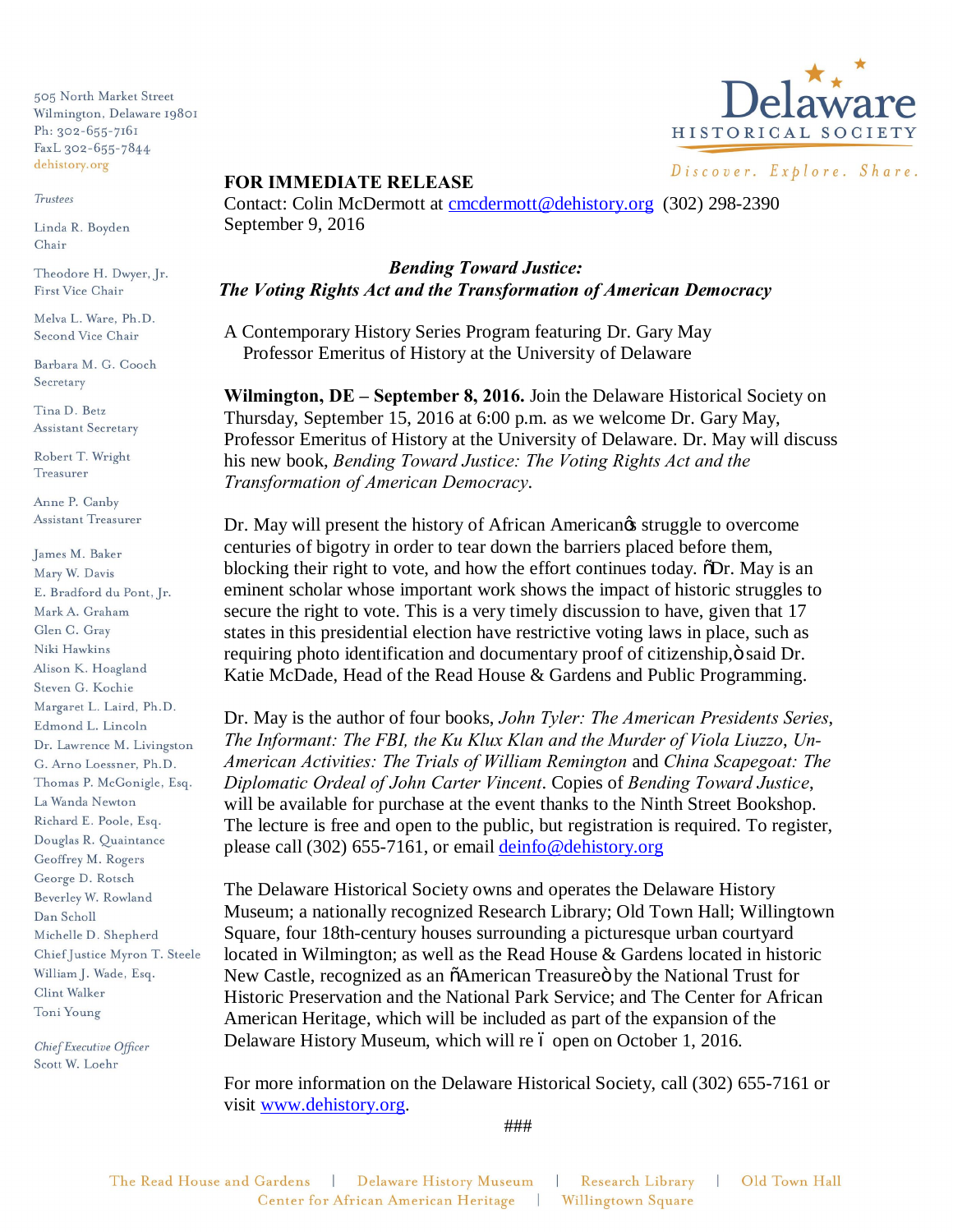505 North Market Street
Wilmington, Delaware 19801
Ph: 302-655-7161
FaxL 302-655-7844
dehistory.org

*Trustees*

Linda R. Boyden
Chair

Theodore H. Dwyer, Jr.
First Vice Chair

Melva L. Ware, Ph.D.
Second Vice Chair

Barbara M. G. Cooch
Secretary

Tina D. Betz
Assistant Secretary

Robert T. Wright
Treasurer

Anne P. Canby
Assistant Treasurer

James M. Baker
Mary W. Davis
E. Bradford du Pont, Jr.
Mark A. Graham
Glen C. Gray
Niki Hawkins
Alison K. Hoagland
Steven G. Kochie
Margaret L. Laird, Ph.D.
Edmond L. Lincoln
Dr. Lawrence M. Livingston
G. Arno Loessner, Ph.D.
Thomas P. McGonigle, Esq.
La Wanda Newton
Richard E. Poole, Esq.
Douglas R. Quaintance
Geoffrey M. Rogers
George D. Rotsch
Beverley W. Rowland
Dan Scholl
Michelle D. Shepherd
Chief Justice Myron T. Steele
William J. Wade, Esq.
Clint Walker
Toni Young

*Chief Executive Officer*
Scott W. Loehr

Delaware HISTORICAL SOCIETY
*Discover. Explore. Share.*

**FOR IMMEDIATE RELEASE**
Contact: Colin McDermott at cmcdermott@dehistory.org (302) 298-2390
September 9, 2016

***Bending Toward Justice:***
***The Voting Rights Act and the Transformation of American Democracy***

A Contemporary History Series Program featuring Dr. Gary May
Professor Emeritus of History at the University of Delaware

**Wilmington, DE – September 8, 2016.** Join the Delaware Historical Society on Thursday, September 15, 2016 at 6:00 p.m. as we welcome Dr. Gary May, Professor Emeritus of History at the University of Delaware. Dr. May will discuss his new book, *Bending Toward Justice: The Voting Rights Act and the Transformation of American Democracy*.

Dr. May will present the history of African American's struggle to overcome centuries of bigotry in order to tear down the barriers placed before them, blocking their right to vote, and how the effort continues today. "Dr. May is an eminent scholar whose important work shows the impact of historic struggles to secure the right to vote. This is a very timely discussion to have, given that 17 states in this presidential election have restrictive voting laws in place, such as requiring photo identification and documentary proof of citizenship," said Dr. Katie McDade, Head of the Read House & Gardens and Public Programming.

Dr. May is the author of four books, *John Tyler: The American Presidents Series*, *The Informant: The FBI, the Ku Klux Klan and the Murder of Viola Liuzzo*, *Un-American Activities: The Trials of William Remington* and *China Scapegoat: The Diplomatic Ordeal of John Carter Vincent*. Copies of *Bending Toward Justice*, will be available for purchase at the event thanks to the Ninth Street Bookshop. The lecture is free and open to the public, but registration is required. To register, please call (302) 655-7161, or email deinfo@dehistory.org

The Delaware Historical Society owns and operates the Delaware History Museum; a nationally recognized Research Library; Old Town Hall; Willingtown Square, four 18th-century houses surrounding a picturesque urban courtyard located in Wilmington; as well as the Read House & Gardens located in historic New Castle, recognized as an "American Treasure" by the National Trust for Historic Preservation and the National Park Service; and The Center for African American Heritage, which will be included as part of the expansion of the Delaware History Museum, which will re-open on October 1, 2016.

For more information on the Delaware Historical Society, call (302) 655-7161 or visit www.dehistory.org.

###

The Read House and Gardens | Delaware History Museum | Research Library | Old Town Hall
Center for African American Heritage | Willingtown Square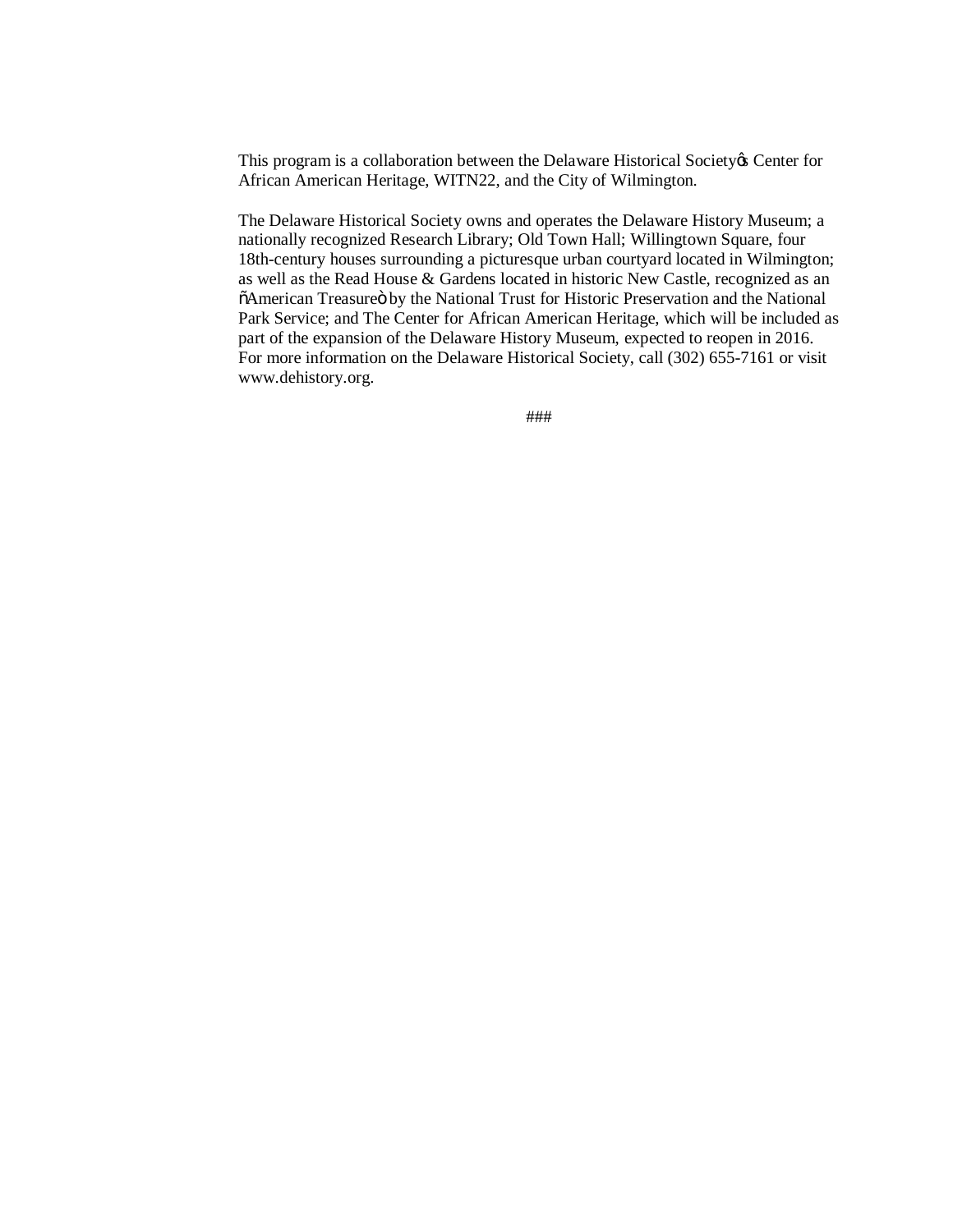This program is a collaboration between the Delaware Historical Society's Center for African American Heritage, WITN22, and the City of Wilmington.

The Delaware Historical Society owns and operates the Delaware History Museum; a nationally recognized Research Library; Old Town Hall; Willingtown Square, four 18th-century houses surrounding a picturesque urban courtyard located in Wilmington; as well as the Read House & Gardens located in historic New Castle, recognized as an "American Treasure" by the National Trust for Historic Preservation and the National Park Service; and The Center for African American Heritage, which will be included as part of the expansion of the Delaware History Museum, expected to reopen in 2016. For more information on the Delaware Historical Society, call (302) 655-7161 or visit www.dehistory.org.

###